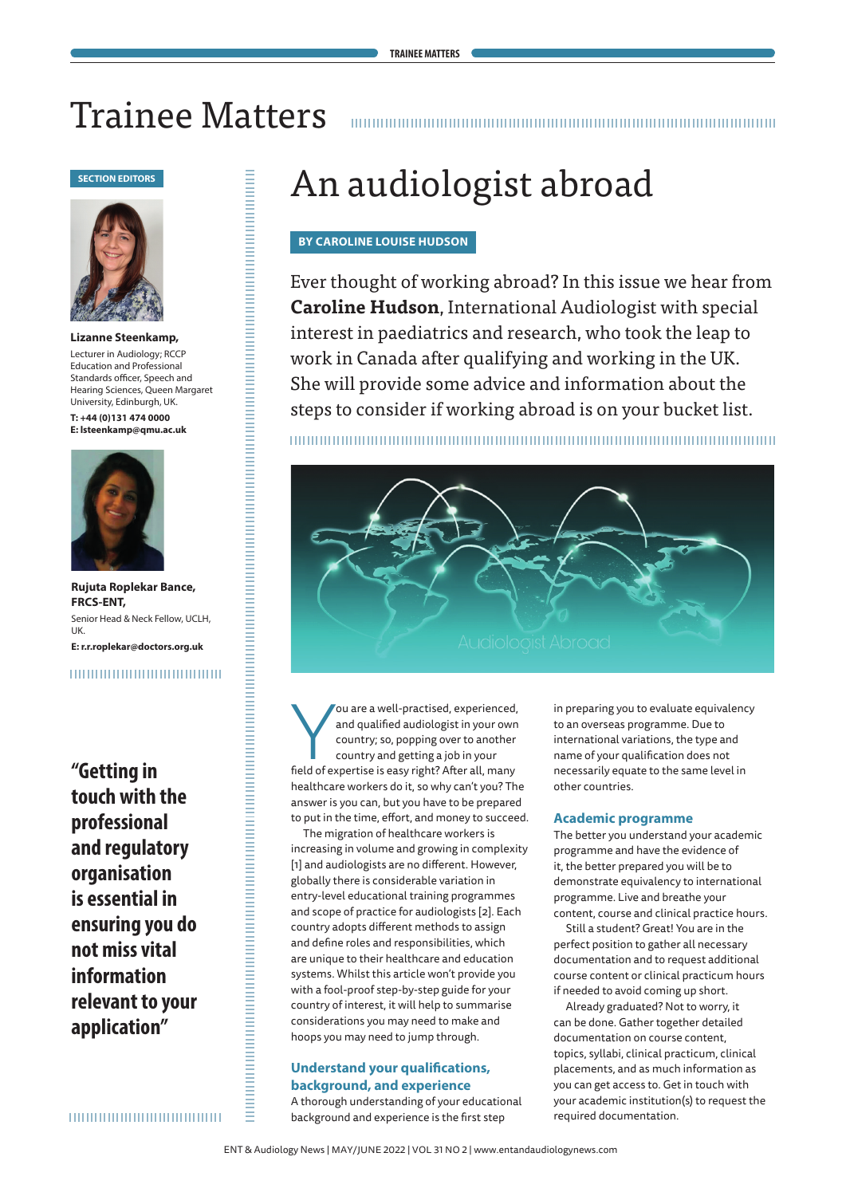# Trainee Matters

**SECTION EDITORS**

**Lizanne Steenkamp,**
Lecturer in Audiology; RCCP Education and Professional Standards officer, Speech and Hearing Sciences, Queen Margaret University, Edinburgh, UK.
**T: +44 (0)131 474 0000**
**E: lsteenkamp@qmu.ac.uk**

**Rujuta Roplekar Bance, FRCS-ENT,**
Senior Head & Neck Fellow, UCLH, UK.
**E: r.r.roplekar@doctors.org.uk**

## An audiologist abroad

**BY CAROLINE LOUISE HUDSON**

Ever thought of working abroad? In this issue we hear from **Caroline Hudson**, International Audiologist with special interest in paediatrics and research, who took the leap to work in Canada after qualifying and working in the UK. She will provide some advice and information about the steps to consider if working abroad is on your bucket list.

You are a well-practised, experienced, and qualified audiologist in your own country; so, popping over to another country and getting a job in your field of expertise is easy right? After all, many healthcare workers do it, so why can't you? The answer is you can, but you have to be prepared to put in the time, effort, and money to succeed.

The migration of healthcare workers is increasing in volume and growing in complexity [1] and audiologists are no different. However, globally there is considerable variation in entry-level educational training programmes and scope of practice for audiologists [2]. Each country adopts different methods to assign and define roles and responsibilities, which are unique to their healthcare and education systems. Whilst this article won't provide you with a fool-proof step-by-step guide for your country of interest, it will help to summarise considerations you may need to make and hoops you may need to jump through.

> "Getting in touch with the professional and regulatory organisation is essential in ensuring you do not miss vital information relevant to your application"

### Understand your qualifications, background, and experience

A thorough understanding of your educational background and experience is the first step in preparing you to evaluate equivalency to an overseas programme. Due to international variations, the type and name of your qualification does not necessarily equate to the same level in other countries.

### Academic programme

The better you understand your academic programme and have the evidence of it, the better prepared you will be to demonstrate equivalency to international programme. Live and breathe your content, course and clinical practice hours.

Still a student? Great! You are in the perfect position to gather all necessary documentation and to request additional course content or clinical practicum hours if needed to avoid coming up short.

Already graduated? Not to worry, it can be done. Gather together detailed documentation on course content, topics, syllabi, clinical practicum, clinical placements, and as much information as you can get access to. Get in touch with your academic institution(s) to request the required documentation.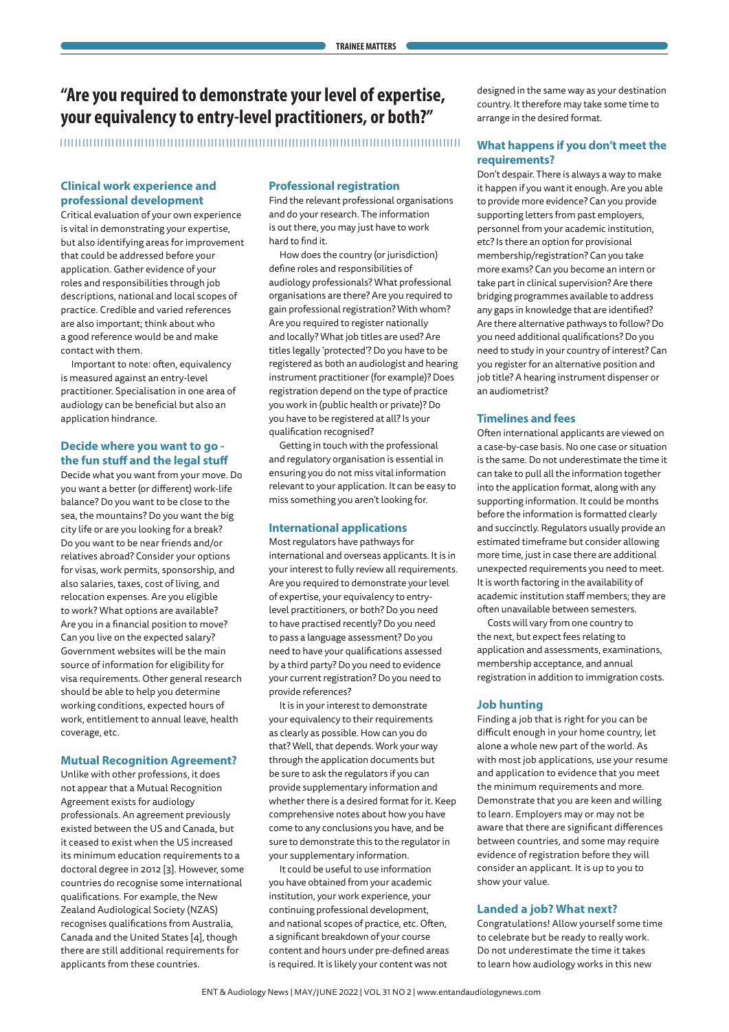> "Are you required to demonstrate your level of expertise, your equivalency to entry-level practitioners, or both?"

## Clinical work experience and professional development

Critical evaluation of your own experience is vital in demonstrating your expertise, but also identifying areas for improvement that could be addressed before your application. Gather evidence of your roles and responsibilities through job descriptions, national and local scopes of practice. Credible and varied references are also important; think about who a good reference would be and make contact with them.

Important to note: often, equivalency is measured against an entry-level practitioner. Specialisation in one area of audiology can be beneficial but also an application hindrance.

## Decide where you want to go - the fun stuff and the legal stuff

Decide what you want from your move. Do you want a better (or different) work-life balance? Do you want to be close to the sea, the mountains? Do you want the big city life or are you looking for a break? Do you want to be near friends and/or relatives abroad? Consider your options for visas, work permits, sponsorship, and also salaries, taxes, cost of living, and relocation expenses. Are you eligible to work? What options are available? Are you in a financial position to move? Can you live on the expected salary? Government websites will be the main source of information for eligibility for visa requirements. Other general research should be able to help you determine working conditions, expected hours of work, entitlement to annual leave, health coverage, etc.

## Mutual Recognition Agreement?

Unlike with other professions, it does not appear that a Mutual Recognition Agreement exists for audiology professionals. An agreement previously existed between the US and Canada, but it ceased to exist when the US increased its minimum education requirements to a doctoral degree in 2012 [3]. However, some countries do recognise some international qualifications. For example, the New Zealand Audiological Society (NZAS) recognises qualifications from Australia, Canada and the United States [4], though there are still additional requirements for applicants from these countries.

## Professional registration

Find the relevant professional organisations and do your research. The information is out there, you may just have to work hard to find it.

How does the country (or jurisdiction) define roles and responsibilities of audiology professionals? What professional organisations are there? Are you required to gain professional registration? With whom? Are you required to register nationally and locally? What job titles are used? Are titles legally 'protected'? Do you have to be registered as both an audiologist and hearing instrument practitioner (for example)? Does registration depend on the type of practice you work in (public health or private)? Do you have to be registered at all? Is your qualification recognised?

Getting in touch with the professional and regulatory organisation is essential in ensuring you do not miss vital information relevant to your application. It can be easy to miss something you aren't looking for.

## International applications

Most regulators have pathways for international and overseas applicants. It is in your interest to fully review all requirements. Are you required to demonstrate your level of expertise, your equivalency to entry-level practitioners, or both? Do you need to have practised recently? Do you need to pass a language assessment? Do you need to have your qualifications assessed by a third party? Do you need to evidence your current registration? Do you need to provide references?

It is in your interest to demonstrate your equivalency to their requirements as clearly as possible. How can you do that? Well, that depends. Work your way through the application documents but be sure to ask the regulators if you can provide supplementary information and whether there is a desired format for it. Keep comprehensive notes about how you have come to any conclusions you have, and be sure to demonstrate this to the regulator in your supplementary information.

It could be useful to use information you have obtained from your academic institution, your work experience, your continuing professional development, and national scopes of practice, etc. Often, a significant breakdown of your course content and hours under pre-defined areas is required. It is likely your content was not designed in the same way as your destination country. It therefore may take some time to arrange in the desired format.

## What happens if you don't meet the requirements?

Don't despair. There is always a way to make it happen if you want it enough. Are you able to provide more evidence? Can you provide supporting letters from past employers, personnel from your academic institution, etc? Is there an option for provisional membership/registration? Can you take more exams? Can you become an intern or take part in clinical supervision? Are there bridging programmes available to address any gaps in knowledge that are identified? Are there alternative pathways to follow? Do you need additional qualifications? Do you need to study in your country of interest? Can you register for an alternative position and job title? A hearing instrument dispenser or an audiometrist?

## Timelines and fees

Often international applicants are viewed on a case-by-case basis. No one case or situation is the same. Do not underestimate the time it can take to pull all the information together into the application format, along with any supporting information. It could be months before the information is formatted clearly and succinctly. Regulators usually provide an estimated timeframe but consider allowing more time, just in case there are additional unexpected requirements you need to meet. It is worth factoring in the availability of academic institution staff members; they are often unavailable between semesters.

Costs will vary from one country to the next, but expect fees relating to application and assessments, examinations, membership acceptance, and annual registration in addition to immigration costs.

## Job hunting

Finding a job that is right for you can be difficult enough in your home country, let alone a whole new part of the world. As with most job applications, use your resume and application to evidence that you meet the minimum requirements and more. Demonstrate that you are keen and willing to learn. Employers may or may not be aware that there are significant differences between countries, and some may require evidence of registration before they will consider an applicant. It is up to you to show your value.

## Landed a job? What next?

Congratulations! Allow yourself some time to celebrate but be ready to really work. Do not underestimate the time it takes to learn how audiology works in this new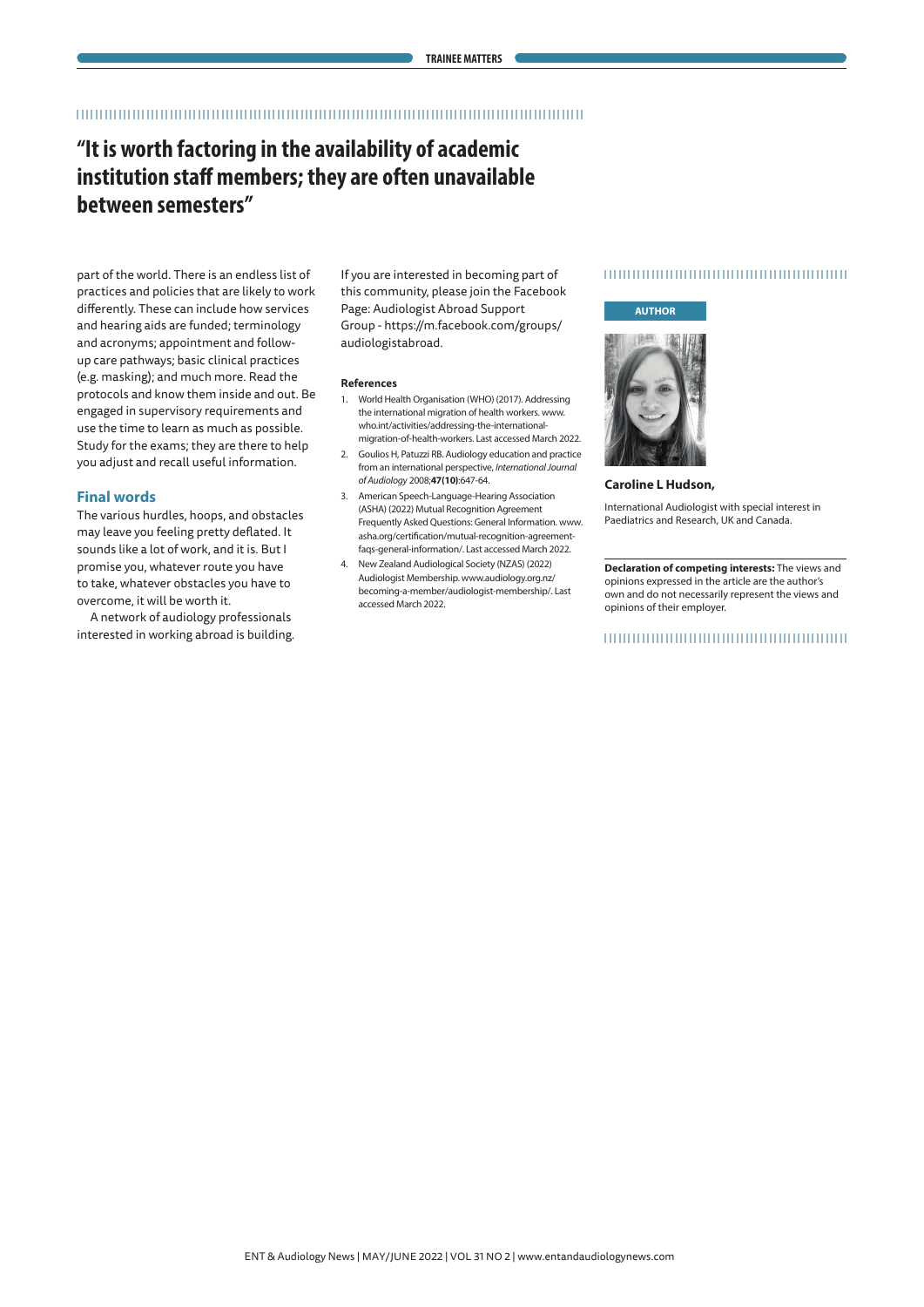> "It is worth factoring in the availability of academic institution staff members; they are often unavailable between semesters"

part of the world. There is an endless list of practices and policies that are likely to work differently. These can include how services and hearing aids are funded; terminology and acronyms; appointment and follow-up care pathways; basic clinical practices (e.g. masking); and much more. Read the protocols and know them inside and out. Be engaged in supervisory requirements and use the time to learn as much as possible. Study for the exams; they are there to help you adjust and recall useful information.

### Final words

The various hurdles, hoops, and obstacles may leave you feeling pretty deflated. It sounds like a lot of work, and it is. But I promise you, whatever route you have to take, whatever obstacles you have to overcome, it will be worth it.

A network of audiology professionals interested in working abroad is building. If you are interested in becoming part of this community, please join the Facebook Page: Audiologist Abroad Support Group - https://m.facebook.com/groups/audiologistabroad.

#### References

1. World Health Organisation (WHO) (2017). Addressing the international migration of health workers. www.who.int/activities/addressing-the-international-migration-of-health-workers. Last accessed March 2022.
2. Goulios H, Patuzzi RB. Audiology education and practice from an international perspective, *International Journal of Audiology* 2008;**47(10)**:647-64.
3. American Speech-Language-Hearing Association (ASHA) (2022) Mutual Recognition Agreement Frequently Asked Questions: General Information. www.asha.org/certification/mutual-recognition-agreement-faqs-general-information/. Last accessed March 2022.
4. New Zealand Audiological Society (NZAS) (2022) Audiologist Membership. www.audiology.org.nz/becoming-a-member/audiologist-membership/. Last accessed March 2022.

**AUTHOR**

**Caroline L Hudson,**

International Audiologist with special interest in Paediatrics and Research, UK and Canada.

**Declaration of competing interests:** The views and opinions expressed in the article are the author's own and do not necessarily represent the views and opinions of their employer.